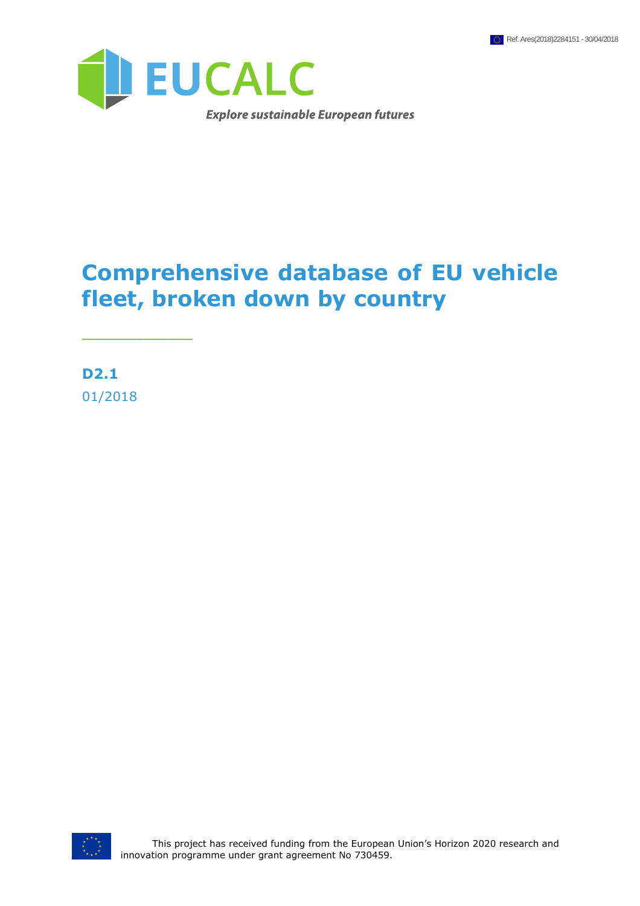Ref. Ares(2018)2284151 - 30/04/2018

EUCALC

*Explore sustainable European futures*

# Comprehensive database of EU vehicle fleet, broken down by country

**D2.1**

01/2018

This project has received funding from the European Union's Horizon 2020 research and innovation programme under grant agreement No 730459.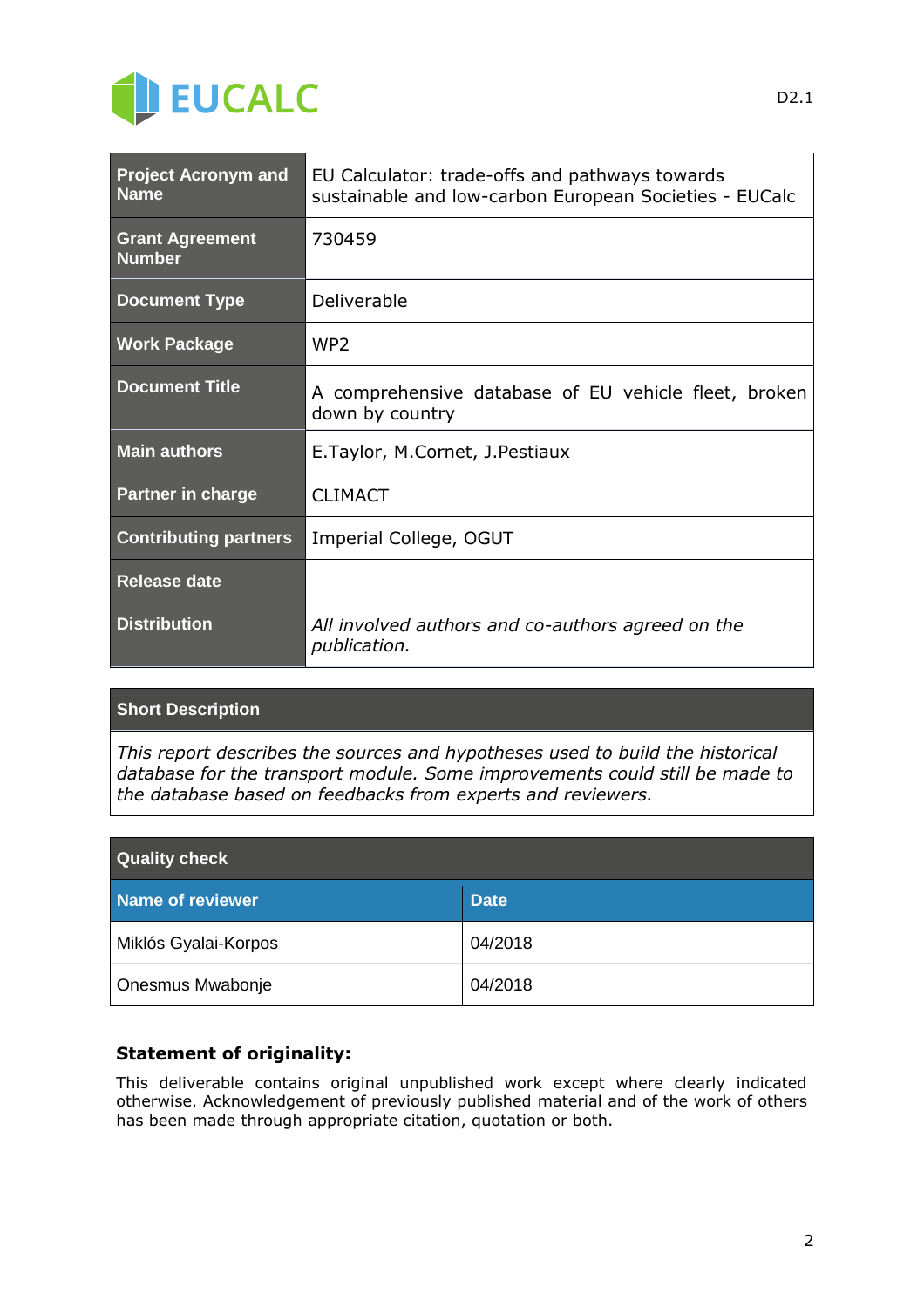EUCALC

D2.1

| Project Acronym and Name | EU Calculator: trade-offs and pathways towards sustainable and low-carbon European Societies - EUCalc |
| --- | --- |
| Grant Agreement Number | 730459 |
| Document Type | Deliverable |
| Work Package | WP2 |
| Document Title | A comprehensive database of EU vehicle fleet, broken down by country |
| Main authors | E.Taylor, M.Cornet, J.Pestiaux |
| Partner in charge | CLIMACT |
| Contributing partners | Imperial College, OGUT |
| Release date | |
| Distribution | *All involved authors and co-authors agreed on the publication.* |

| Short Description |
| --- |
| *This report describes the sources and hypotheses used to build the historical database for the transport module. Some improvements could still be made to the database based on feedbacks from experts and reviewers.* |

| Quality check | |
| --- | --- |
| **Name of reviewer** | **Date** |
| Miklós Gyalai-Korpos | 04/2018 |
| Onesmus Mwabonje | 04/2018 |

**Statement of originality:**

This deliverable contains original unpublished work except where clearly indicated otherwise. Acknowledgement of previously published material and of the work of others has been made through appropriate citation, quotation or both.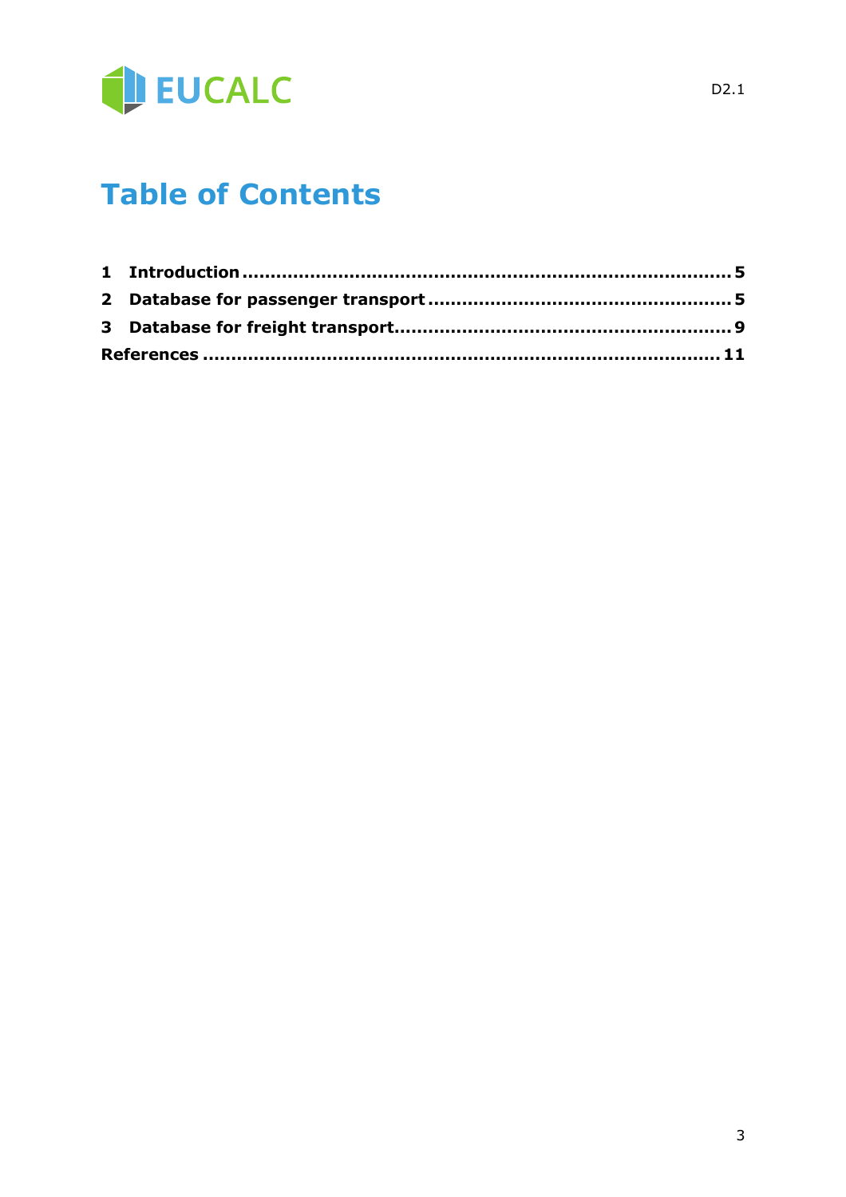# Table of Contents

1 Introduction ........................................................................ 5
2 Database for passenger transport ..................................................... 5
3 Database for freight transport ........................................................ 9
References ............................................................................ 11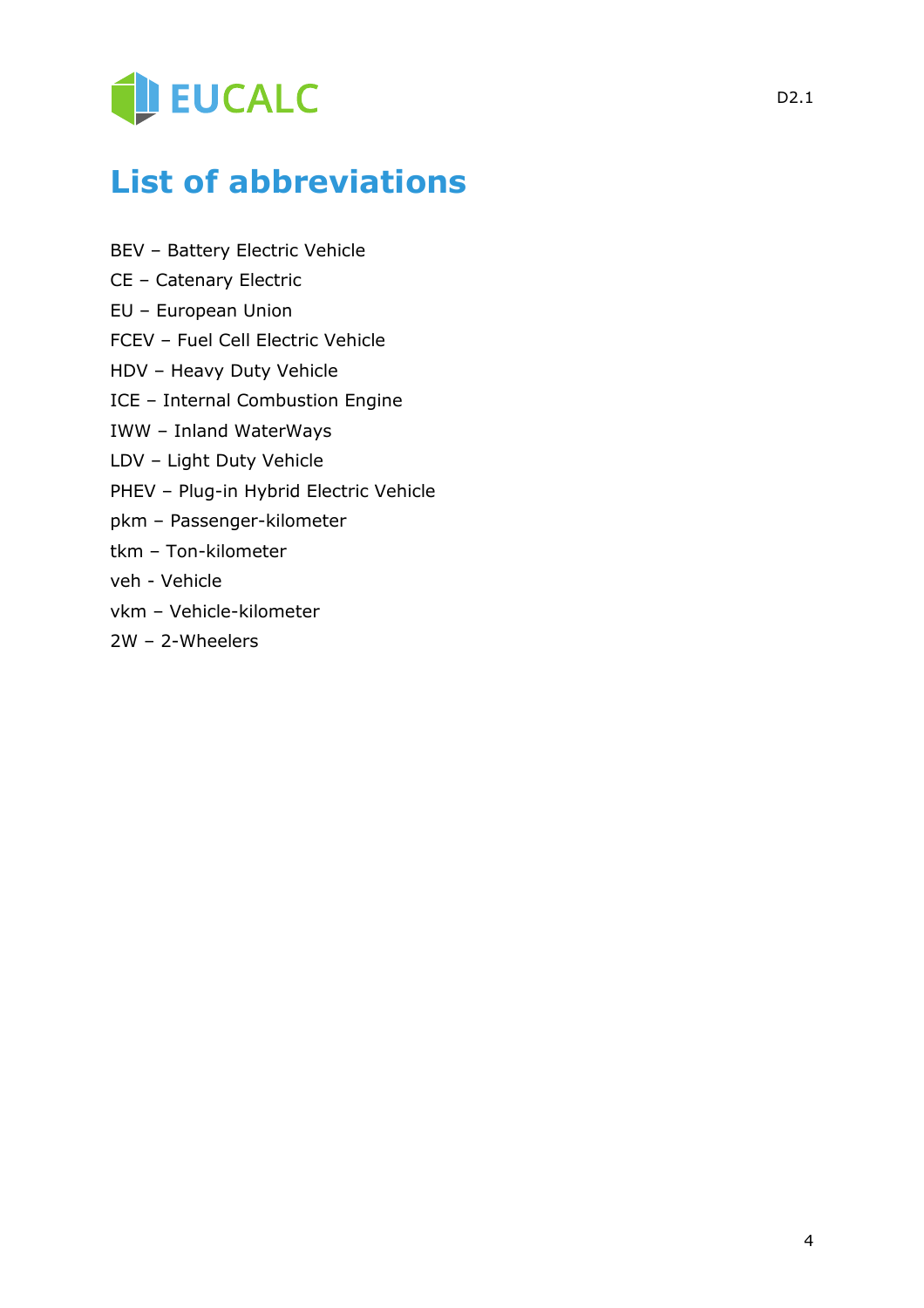# List of abbreviations

BEV – Battery Electric Vehicle

CE – Catenary Electric

EU – European Union

FCEV – Fuel Cell Electric Vehicle

HDV – Heavy Duty Vehicle

ICE – Internal Combustion Engine

IWW – Inland WaterWays

LDV – Light Duty Vehicle

PHEV – Plug-in Hybrid Electric Vehicle

pkm – Passenger-kilometer

tkm – Ton-kilometer

veh - Vehicle

vkm – Vehicle-kilometer

2W – 2-Wheelers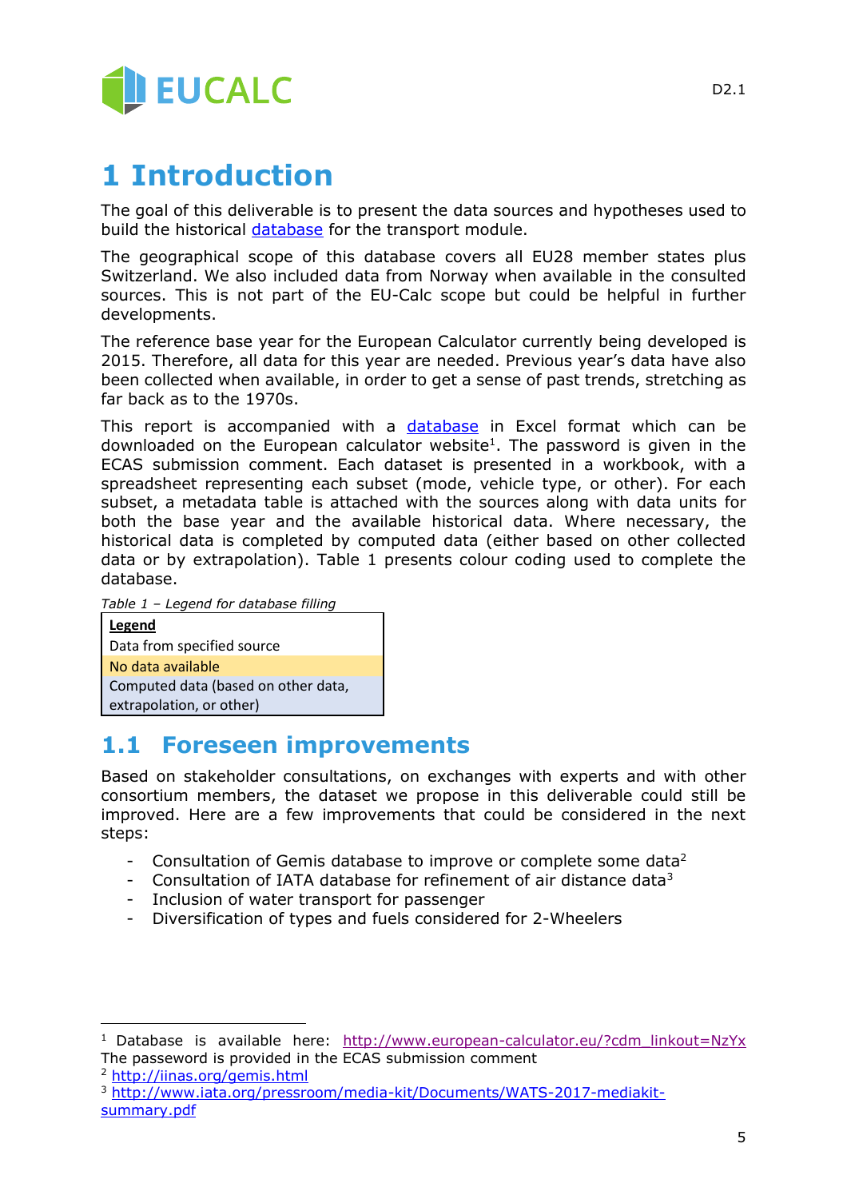# 1 Introduction

The goal of this deliverable is to present the data sources and hypotheses used to build the historical database for the transport module.

The geographical scope of this database covers all EU28 member states plus Switzerland. We also included data from Norway when available in the consulted sources. This is not part of the EU-Calc scope but could be helpful in further developments.

The reference base year for the European Calculator currently being developed is 2015. Therefore, all data for this year are needed. Previous year's data have also been collected when available, in order to get a sense of past trends, stretching as far back as to the 1970s.

This report is accompanied with a database in Excel format which can be downloaded on the European calculator website[1]. The password is given in the ECAS submission comment. Each dataset is presented in a workbook, with a spreadsheet representing each subset (mode, vehicle type, or other). For each subset, a metadata table is attached with the sources along with data units for both the base year and the available historical data. Where necessary, the historical data is completed by computed data (either based on other collected data or by extrapolation). Table 1 presents colour coding used to complete the database.

*Table 1 – Legend for database filling*

| **Legend** |
|---|
| Data from specified source |
| No data available |
| Computed data (based on other data, extrapolation, or other) |

## 1.1 Foreseen improvements

Based on stakeholder consultations, on exchanges with experts and with other consortium members, the dataset we propose in this deliverable could still be improved. Here are a few improvements that could be considered in the next steps:

- Consultation of Gemis database to improve or complete some data[2]
- Consultation of IATA database for refinement of air distance data[3]
- Inclusion of water transport for passenger
- Diversification of types and fuels considered for 2-Wheelers

[1] Database is available here: http://www.european-calculator.eu/?cdm_linkout=NzYx The password is provided in the ECAS submission comment

[2] http://iinas.org/gemis.html

[3] http://www.iata.org/pressroom/media-kit/Documents/WATS-2017-mediakit-summary.pdf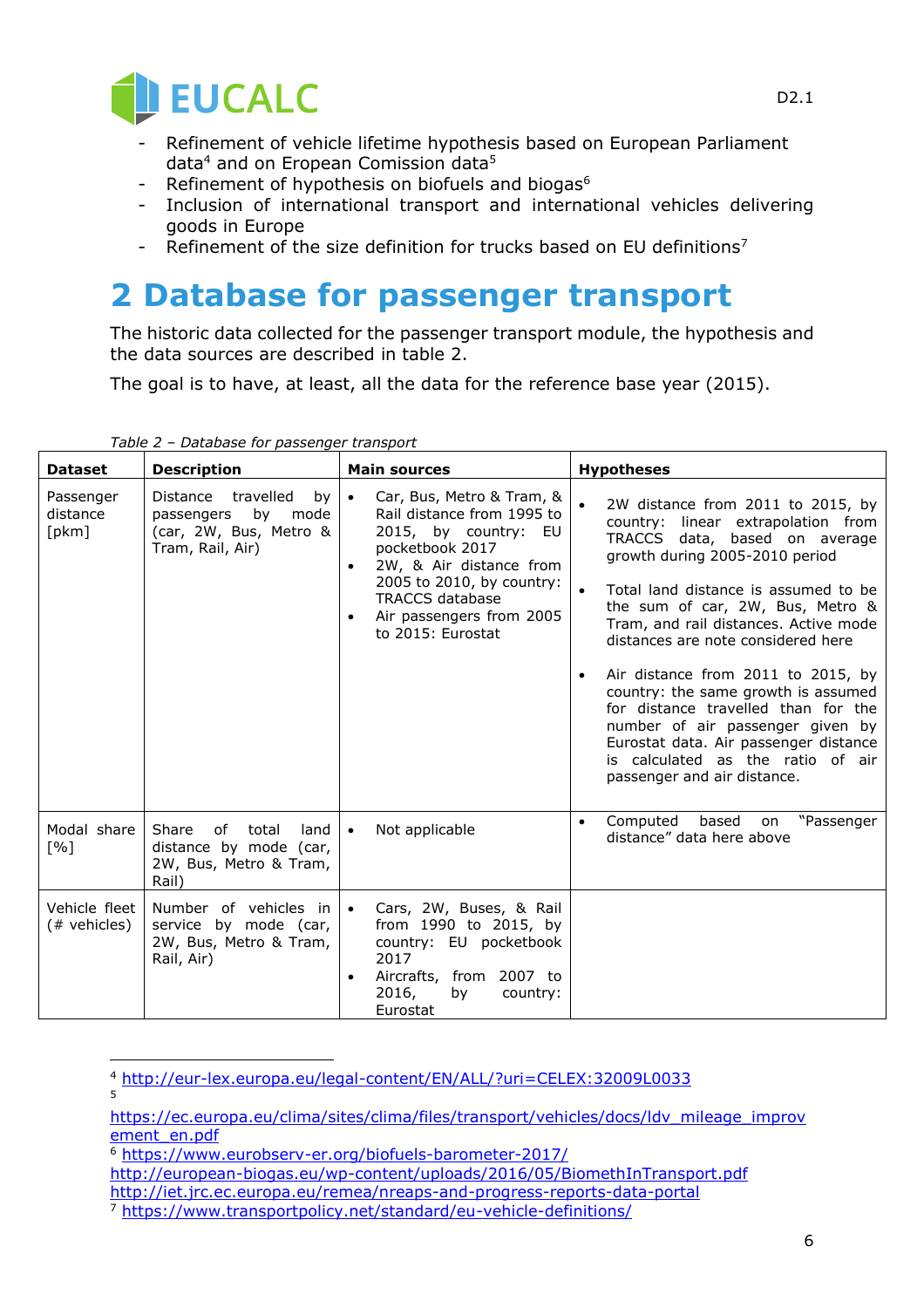- Refinement of vehicle lifetime hypothesis based on European Parliament data[4] and on Eropean Comission data[5]
- Refinement of hypothesis on biofuels and biogas[6]
- Inclusion of international transport and international vehicles delivering goods in Europe
- Refinement of the size definition for trucks based on EU definitions[7]

# 2 Database for passenger transport

The historic data collected for the passenger transport module, the hypothesis and the data sources are described in table 2.

The goal is to have, at least, all the data for the reference base year (2015).

*Table 2 – Database for passenger transport*

| Dataset | Description | Main sources | Hypotheses |
|---|---|---|---|
| Passenger distance [pkm] | Distance travelled by passengers by mode (car, 2W, Bus, Metro & Tram, Rail, Air) | • Car, Bus, Metro & Tram, & Rail distance from 1995 to 2015, by country: EU pocketbook 2017<br>• 2W, & Air distance from 2005 to 2010, by country: TRACCS database<br>• Air passengers from 2005 to 2015: Eurostat | • 2W distance from 2011 to 2015, by country: linear extrapolation from TRACCS data, based on average growth during 2005-2010 period<br>• Total land distance is assumed to be the sum of car, 2W, Bus, Metro & Tram, and rail distances. Active mode distances are note considered here<br>• Air distance from 2011 to 2015, by country: the same growth is assumed for distance travelled than for the number of air passenger given by Eurostat data. Air passenger distance is calculated as the ratio of air passenger and air distance. |
| Modal share [%] | Share of total land distance by mode (car, 2W, Bus, Metro & Tram, Rail) | • Not applicable | • Computed based on "Passenger distance" data here above |
| Vehicle fleet (# vehicles) | Number of vehicles in service by mode (car, 2W, Bus, Metro & Tram, Rail, Air) | • Cars, 2W, Buses, & Rail from 1990 to 2015, by country: EU pocketbook 2017<br>• Aircrafts, from 2007 to 2016, by country: Eurostat | |

[4] http://eur-lex.europa.eu/legal-content/EN/ALL/?uri=CELEX:32009L0033

[5] https://ec.europa.eu/clima/sites/clima/files/transport/vehicles/docs/ldv_mileage_improvement_en.pdf

[6] https://www.eurobserv-er.org/biofuels-barometer-2017/
http://european-biogas.eu/wp-content/uploads/2016/05/BiomethInTransport.pdf
http://iet.jrc.ec.europa.eu/remea/nreaps-and-progress-reports-data-portal

[7] https://www.transportpolicy.net/standard/eu-vehicle-definitions/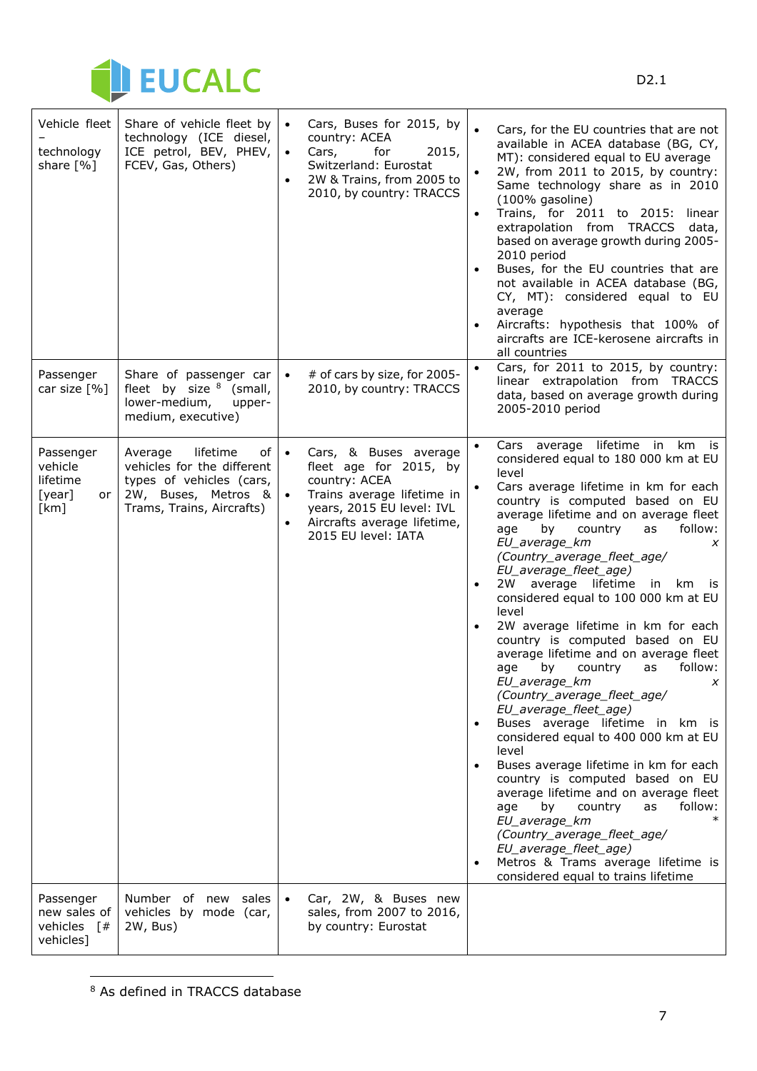| Vehicle fleet – technology share [%] | Share of vehicle fleet by technology (ICE diesel, ICE petrol, BEV, PHEV, FCEV, Gas, Others) | • Cars, Buses for 2015, by country: ACEA<br>• Cars, for 2015, Switzerland: Eurostat<br>• 2W & Trains, from 2005 to 2010, by country: TRACCS | • Cars, for the EU countries that are not available in ACEA database (BG, CY, MT): considered equal to EU average<br>• 2W, from 2011 to 2015, by country: Same technology share as in 2010 (100% gasoline)<br>• Trains, for 2011 to 2015: linear extrapolation from TRACCS data, based on average growth during 2005-2010 period<br>• Buses, for the EU countries that are not available in ACEA database (BG, CY, MT): considered equal to EU average<br>• Aircrafts: hypothesis that 100% of aircrafts are ICE-kerosene aircrafts in all countries |
|---|---|---|---|
| Passenger car size [%] | Share of passenger car fleet by size [8] (small, lower-medium, upper-medium, executive) | • # of cars by size, for 2005-2010, by country: TRACCS | • Cars, for 2011 to 2015, by country: linear extrapolation from TRACCS data, based on average growth during 2005-2010 period |
| Passenger vehicle lifetime [year] or [km] | Average lifetime of vehicles for the different types of vehicles (cars, 2W, Buses, Metros & Trams, Trains, Aircrafts) | • Cars, & Buses average fleet age for 2015, by country: ACEA<br>• Trains average lifetime in years, 2015 EU level: IVL<br>• Aircrafts average lifetime, 2015 EU level: IATA | • Cars average lifetime in km is considered equal to 180 000 km at EU level<br>• Cars average lifetime in km for each country is computed based on EU average lifetime and on average fleet age by country as follow: *EU_average_km* x *(Country_average_fleet_age/ EU_average_fleet_age)*<br>• 2W average lifetime in km is considered equal to 100 000 km at EU level<br>• 2W average lifetime in km for each country is computed based on EU average lifetime and on average fleet age by country as follow: *EU_average_km* x *(Country_average_fleet_age/ EU_average_fleet_age)*<br>• Buses average lifetime in km is considered equal to 400 000 km at EU level<br>• Buses average lifetime in km for each country is computed based on EU average lifetime and on average fleet age by country as follow: *EU_average_km* * *(Country_average_fleet_age/ EU_average_fleet_age)*<br>• Metros & Trams average lifetime is considered equal to trains lifetime |
| Passenger new sales of vehicles [# vehicles] | Number of new sales vehicles by mode (car, 2W, Bus) | • Car, 2W, & Buses new sales, from 2007 to 2016, by country: Eurostat | |

[8] As defined in TRACCS database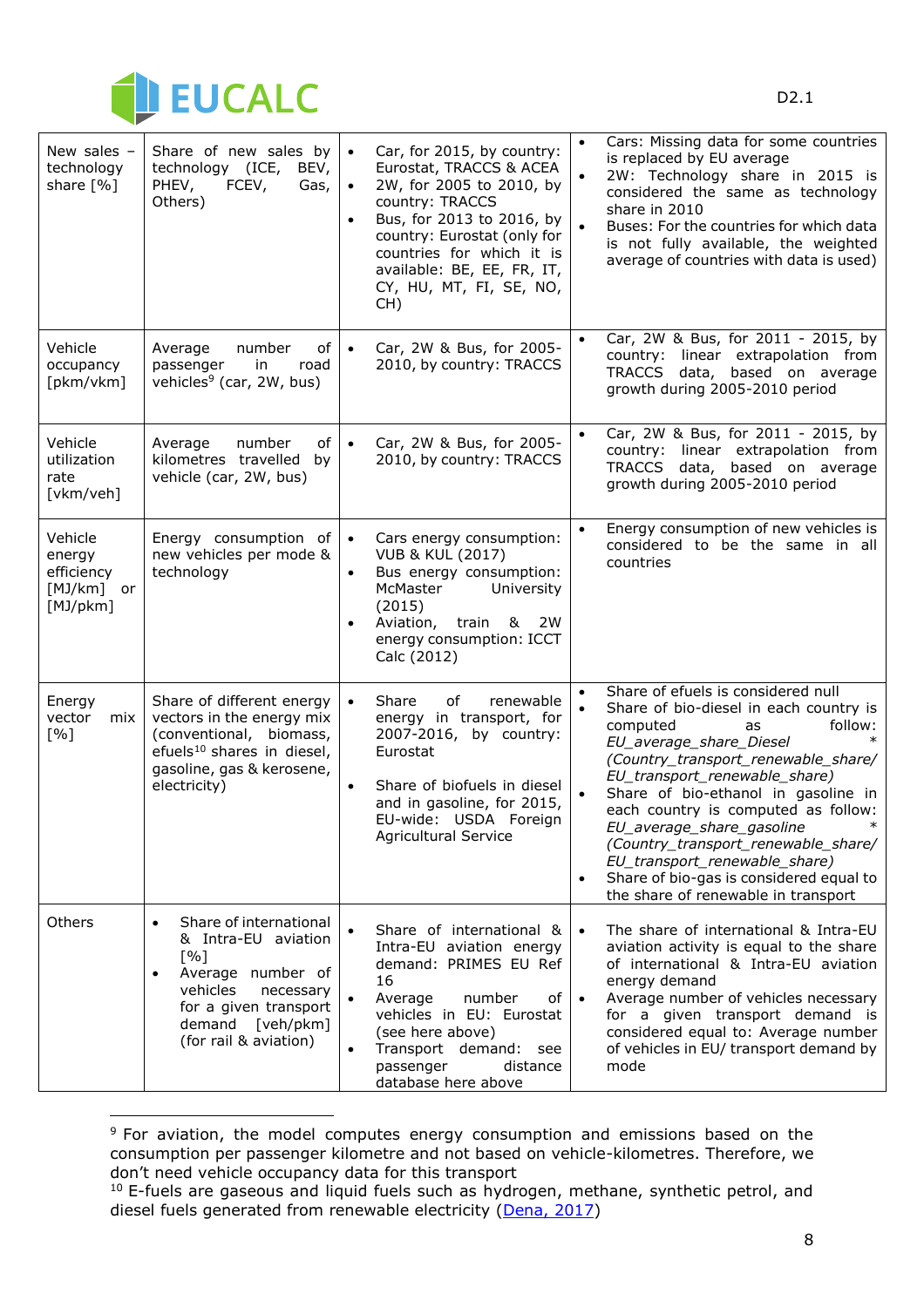| New sales – technology share [%] | Share of new sales by technology (ICE, BEV, PHEV, FCEV, Gas, Others) | • Car, for 2015, by country: Eurostat, TRACCS & ACEA<br>• 2W, for 2005 to 2010, by country: TRACCS<br>• Bus, for 2013 to 2016, by country: Eurostat (only for countries for which it is available: BE, EE, FR, IT, CY, HU, MT, FI, SE, NO, CH) | • Cars: Missing data for some countries is replaced by EU average<br>• 2W: Technology share in 2015 is considered the same as technology share in 2010<br>• Buses: For the countries for which data is not fully available, the weighted average of countries with data is used) |
|---|---|---|---|
| Vehicle occupancy [pkm/vkm] | Average number of passenger in road vehicles[9] (car, 2W, bus) | • Car, 2W & Bus, for 2005-2010, by country: TRACCS | • Car, 2W & Bus, for 2011 - 2015, by country: linear extrapolation from TRACCS data, based on average growth during 2005-2010 period |
| Vehicle utilization rate [vkm/veh] | Average number of kilometres travelled by vehicle (car, 2W, bus) | • Car, 2W & Bus, for 2005-2010, by country: TRACCS | • Car, 2W & Bus, for 2011 - 2015, by country: linear extrapolation from TRACCS data, based on average growth during 2005-2010 period |
| Vehicle energy efficiency [MJ/km] or [MJ/pkm] | Energy consumption of new vehicles per mode & technology | • Cars energy consumption: VUB & KUL (2017)<br>• Bus energy consumption: McMaster University (2015)<br>• Aviation, train & 2W energy consumption: ICCT Calc (2012) | • Energy consumption of new vehicles is considered to be the same in all countries |
| Energy vector mix [%] | Share of different energy vectors in the energy mix (conventional, biomass, efuels[10] shares in diesel, gasoline, gas & kerosene, electricity) | • Share of renewable energy in transport, for 2007-2016, by country: Eurostat<br><br>• Share of biofuels in diesel and in gasoline, for 2015, EU-wide: USDA Foreign Agricultural Service | • Share of efuels is considered null<br>• Share of bio-diesel in each country is computed as follow: *EU_average_share_Diesel* * *(Country_transport_renewable_share/ EU_transport_renewable_share)*<br>• Share of bio-ethanol in gasoline in each country is computed as follow: *EU_average_share_gasoline* * *(Country_transport_renewable_share/ EU_transport_renewable_share)*<br>• Share of bio-gas is considered equal to the share of renewable in transport |
| Others | • Share of international & Intra-EU aviation [%]<br>• Average number of vehicles necessary for a given transport demand [veh/pkm] (for rail & aviation) | • Share of international & Intra-EU aviation energy demand: PRIMES EU Ref 16<br>• Average number of vehicles in EU: Eurostat (see here above)<br>• Transport demand: see passenger distance database here above | • The share of international & Intra-EU aviation activity is equal to the share of international & Intra-EU aviation energy demand<br>• Average number of vehicles necessary for a given transport demand is considered equal to: Average number of vehicles in EU/ transport demand by mode |

---

[9] For aviation, the model computes energy consumption and emissions based on the consumption per passenger kilometre and not based on vehicle-kilometres. Therefore, we don't need vehicle occupancy data for this transport

[10] E-fuels are gaseous and liquid fuels such as hydrogen, methane, synthetic petrol, and diesel fuels generated from renewable electricity (Dena, 2017)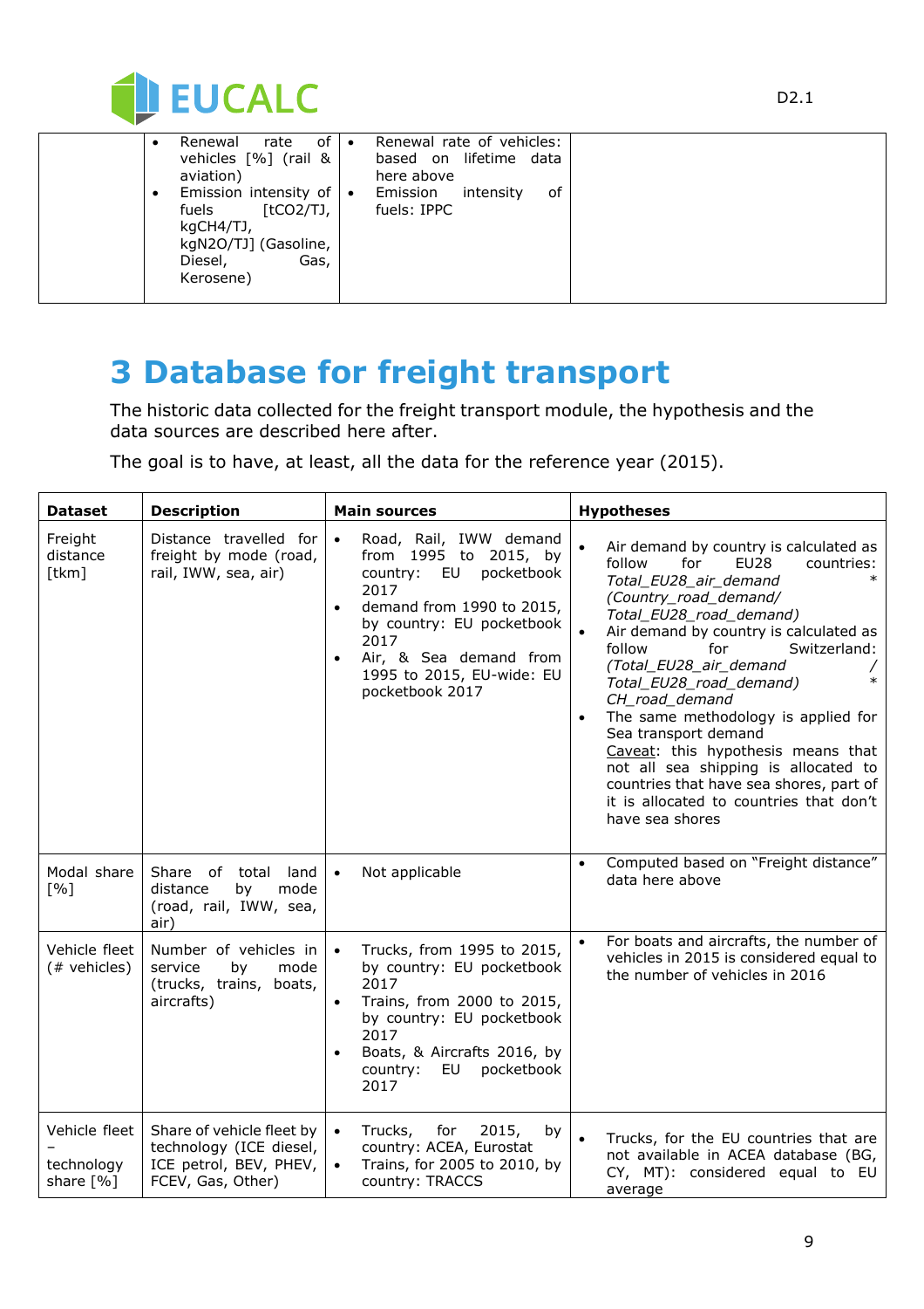| | | | |
|---|---|---|---|
| | • Renewal rate of vehicles [%] (rail & aviation)<br>• Emission intensity of fuels [tCO2/TJ, kgCH4/TJ, kgN2O/TJ] (Gasoline, Diesel, Gas, Kerosene) | • Renewal rate of vehicles: based on lifetime data here above<br>• Emission intensity of fuels: IPPC | |

# 3 Database for freight transport

The historic data collected for the freight transport module, the hypothesis and the data sources are described here after.

The goal is to have, at least, all the data for the reference year (2015).

| Dataset | Description | Main sources | Hypotheses |
|---|---|---|---|
| Freight distance [tkm] | Distance travelled for freight by mode (road, rail, IWW, sea, air) | • Road, Rail, IWW demand from 1995 to 2015, by country: EU pocketbook 2017<br>• demand from 1990 to 2015, by country: EU pocketbook 2017<br>• Air, & Sea demand from 1995 to 2015, EU-wide: EU pocketbook 2017 | • Air demand by country is calculated as follow for EU28 countries: *Total_EU28_air_demand* * *(Country_road_demand/ Total_EU28_road_demand)*<br>• Air demand by country is calculated as follow for Switzerland: *(Total_EU28_air_demand / Total_EU28_road_demand)* * *CH_road_demand*<br>• The same methodology is applied for Sea transport demand<br>Caveat: this hypothesis means that not all sea shipping is allocated to countries that have sea shores, part of it is allocated to countries that don't have sea shores |
| Modal share [%] | Share of total land distance by mode (road, rail, IWW, sea, air) | • Not applicable | • Computed based on "Freight distance" data here above |
| Vehicle fleet (# vehicles) | Number of vehicles in service by mode (trucks, trains, boats, aircrafts) | • Trucks, from 1995 to 2015, by country: EU pocketbook 2017<br>• Trains, from 2000 to 2015, by country: EU pocketbook 2017<br>• Boats, & Aircrafts 2016, by country: EU pocketbook 2017 | • For boats and aircrafts, the number of vehicles in 2015 is considered equal to the number of vehicles in 2016 |
| Vehicle fleet – technology share [%] | Share of vehicle fleet by technology (ICE diesel, ICE petrol, BEV, PHEV, FCEV, Gas, Other) | • Trucks, for 2015, by country: ACEA, Eurostat<br>• Trains, for 2005 to 2010, by country: TRACCS | • Trucks, for the EU countries that are not available in ACEA database (BG, CY, MT): considered equal to EU average |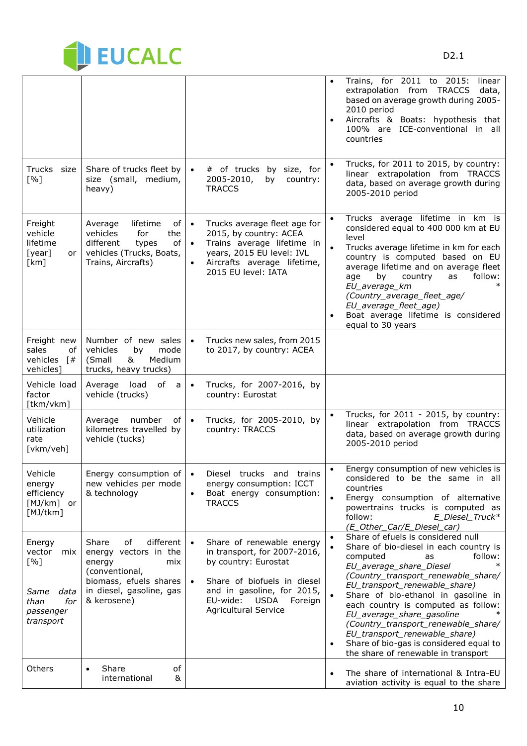| | | | |
|---|---|---|---|
| | | | • Trains, for 2011 to 2015: linear extrapolation from TRACCS data, based on average growth during 2005-2010 period<br>• Aircrafts & Boats: hypothesis that 100% are ICE-conventional in all countries |
| Trucks size [%] | Share of trucks fleet by size (small, medium, heavy) | • # of trucks by size, for 2005-2010, by country: TRACCS | • Trucks, for 2011 to 2015, by country: linear extrapolation from TRACCS data, based on average growth during 2005-2010 period |
| Freight vehicle lifetime [year] or [km] | Average lifetime of vehicles for the different types of vehicles (Trucks, Boats, Trains, Aircrafts) | • Trucks average fleet age for 2015, by country: ACEA<br>• Trains average lifetime in years, 2015 EU level: IVL<br>• Aircrafts average lifetime, 2015 EU level: IATA | • Trucks average lifetime in km is considered equal to 400 000 km at EU level<br>• Trucks average lifetime in km for each country is computed based on EU average lifetime and on average fleet age by country as follow: *EU_average_km* * *(Country_average_fleet_age/ EU_average_fleet_age)*<br>• Boat average lifetime is considered equal to 30 years |
| Freight new sales of vehicles [# vehicles] | Number of new sales vehicles by mode (Small & Medium trucks, heavy trucks) | • Trucks new sales, from 2015 to 2017, by country: ACEA | |
| Vehicle load factor [tkm/vkm] | Average load of a vehicle (trucks) | • Trucks, for 2007-2016, by country: Eurostat | |
| Vehicle utilization rate [vkm/veh] | Average number of kilometres travelled by vehicle (tucks) | • Trucks, for 2005-2010, by country: TRACCS | • Trucks, for 2011 - 2015, by country: linear extrapolation from TRACCS data, based on average growth during 2005-2010 period |
| Vehicle energy efficiency [MJ/km] or [MJ/tkm] | Energy consumption of new vehicles per mode & technology | • Diesel trucks and trains energy consumption: ICCT<br>• Boat energy consumption: TRACCS | • Energy consumption of new vehicles is considered to be the same in all countries<br>• Energy consumption of alternative powertrains trucks is computed as follow: *E_Diesel_Truck\* (E_Other_Car/E_Diesel_car)* |
| Energy vector mix [%]<br><br>*Same data than for passenger transport* | Share of different energy vectors in the energy mix (conventional, biomass, efuels shares in diesel, gasoline, gas & kerosene) | • Share of renewable energy in transport, for 2007-2016, by country: Eurostat<br><br>• Share of biofuels in diesel and in gasoline, for 2015, EU-wide: USDA Foreign Agricultural Service | • Share of efuels is considered null<br>• Share of bio-diesel in each country is computed as follow: *EU_average_share_Diesel* * *(Country_transport_renewable_share/ EU_transport_renewable_share)*<br>• Share of bio-ethanol in gasoline in each country is computed as follow: *EU_average_share_gasoline* * *(Country_transport_renewable_share/ EU_transport_renewable_share)*<br>• Share of bio-gas is considered equal to the share of renewable in transport |
| Others | • Share of international & | | • The share of international & Intra-EU aviation activity is equal to the share |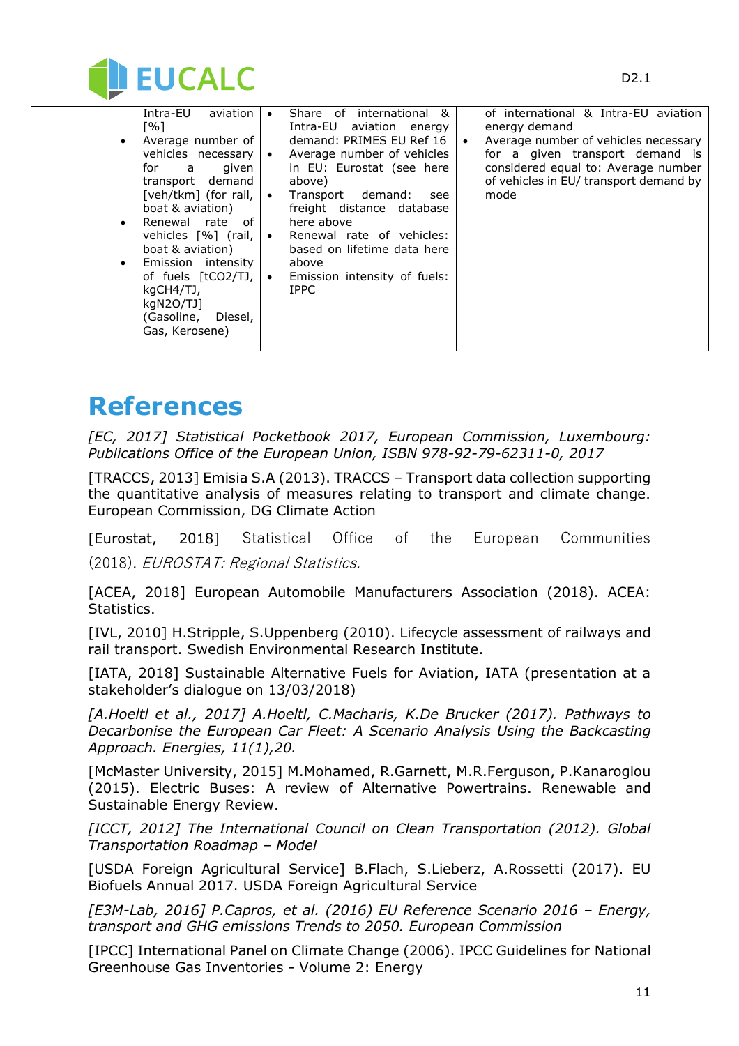| | | | |
|---|---|---|---|
| | Intra-EU aviation [%]<br>• Average number of vehicles necessary for a given transport demand [veh/tkm] (for rail, boat & aviation)<br>• Renewal rate of vehicles [%] (rail, boat & aviation)<br>• Emission intensity of fuels [tCO2/TJ, kgCH4/TJ, kgN2O/TJ] (Gasoline, Diesel, Gas, Kerosene) | • Share of international & Intra-EU aviation energy demand: PRIMES EU Ref 16<br>• Average number of vehicles in EU: Eurostat (see here above)<br>• Transport demand: see freight distance database here above<br>• Renewal rate of vehicles: based on lifetime data here above<br>• Emission intensity of fuels: IPPC | of international & Intra-EU aviation energy demand<br>• Average number of vehicles necessary for a given transport demand is considered equal to: Average number of vehicles in EU/ transport demand by mode |

# References

*[EC, 2017] Statistical Pocketbook 2017, European Commission, Luxembourg: Publications Office of the European Union, ISBN 978-92-79-62311-0, 2017*

[TRACCS, 2013] Emisia S.A (2013). TRACCS – Transport data collection supporting the quantitative analysis of measures relating to transport and climate change. European Commission, DG Climate Action

[Eurostat, 2018] Statistical Office of the European Communities (2018). *EUROSTAT: Regional Statistics.*

[ACEA, 2018] European Automobile Manufacturers Association (2018). ACEA: Statistics.

[IVL, 2010] H.Stripple, S.Uppenberg (2010). Lifecycle assessment of railways and rail transport. Swedish Environmental Research Institute.

[IATA, 2018] Sustainable Alternative Fuels for Aviation, IATA (presentation at a stakeholder's dialogue on 13/03/2018)

*[A.Hoeltl et al., 2017] A.Hoeltl, C.Macharis, K.De Brucker (2017). Pathways to Decarbonise the European Car Fleet: A Scenario Analysis Using the Backcasting Approach. Energies, 11(1),20.*

[McMaster University, 2015] M.Mohamed, R.Garnett, M.R.Ferguson, P.Kanaroglou (2015). Electric Buses: A review of Alternative Powertrains. Renewable and Sustainable Energy Review.

*[ICCT, 2012] The International Council on Clean Transportation (2012). Global Transportation Roadmap – Model*

[USDA Foreign Agricultural Service] B.Flach, S.Lieberz, A.Rossetti (2017). EU Biofuels Annual 2017. USDA Foreign Agricultural Service

*[E3M-Lab, 2016] P.Capros, et al. (2016) EU Reference Scenario 2016 – Energy, transport and GHG emissions Trends to 2050. European Commission*

[IPCC] International Panel on Climate Change (2006). IPCC Guidelines for National Greenhouse Gas Inventories - Volume 2: Energy